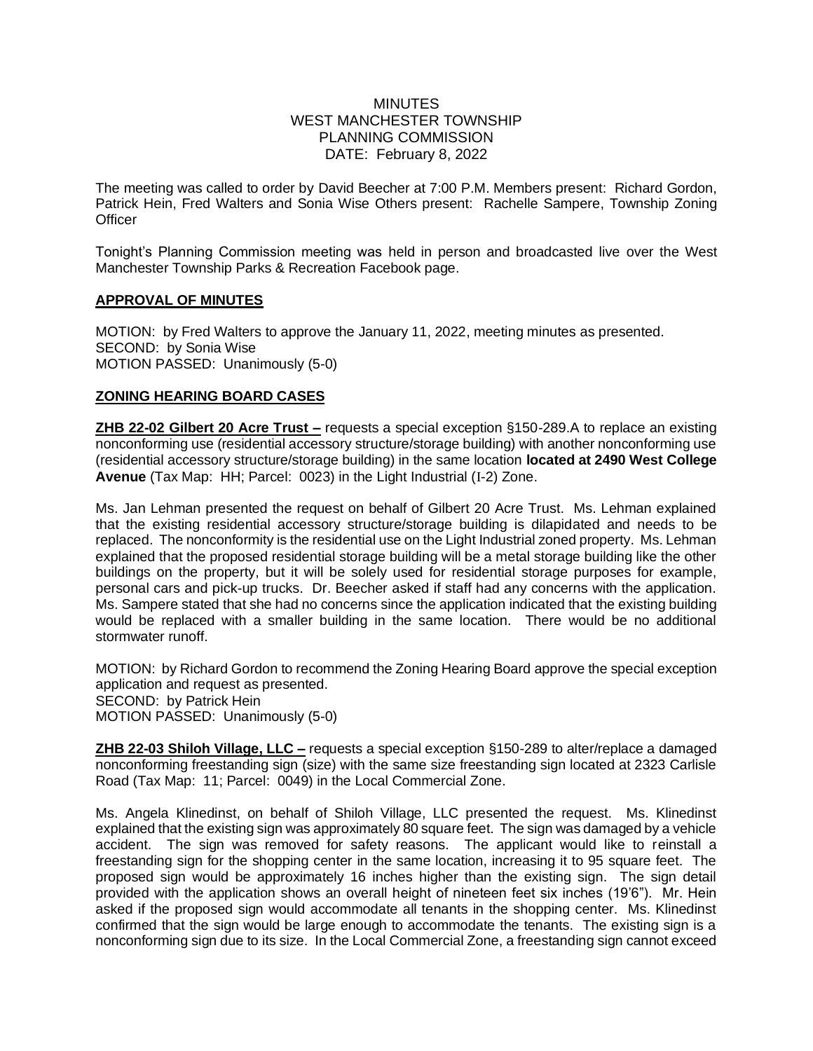# MINUTES
## WEST MANCHESTER TOWNSHIP
## PLANNING COMMISSION
## DATE: February 8, 2022

The meeting was called to order by David Beecher at 7:00 P.M. Members present: Richard Gordon, Patrick Hein, Fred Walters and Sonia Wise Others present: Rachelle Sampere, Township Zoning Officer

Tonight's Planning Commission meeting was held in person and broadcasted live over the West Manchester Township Parks & Recreation Facebook page.

### APPROVAL OF MINUTES

MOTION: by Fred Walters to approve the January 11, 2022, meeting minutes as presented.
SECOND: by Sonia Wise
MOTION PASSED: Unanimously (5-0)

### ZONING HEARING BOARD CASES

**ZHB 22-02 Gilbert 20 Acre Trust –** requests a special exception §150-289.A to replace an existing nonconforming use (residential accessory structure/storage building) with another nonconforming use (residential accessory structure/storage building) in the same location **located at 2490 West College Avenue** (Tax Map: HH; Parcel: 0023) in the Light Industrial (I-2) Zone.

Ms. Jan Lehman presented the request on behalf of Gilbert 20 Acre Trust. Ms. Lehman explained that the existing residential accessory structure/storage building is dilapidated and needs to be replaced. The nonconformity is the residential use on the Light Industrial zoned property. Ms. Lehman explained that the proposed residential storage building will be a metal storage building like the other buildings on the property, but it will be solely used for residential storage purposes for example, personal cars and pick-up trucks. Dr. Beecher asked if staff had any concerns with the application. Ms. Sampere stated that she had no concerns since the application indicated that the existing building would be replaced with a smaller building in the same location. There would be no additional stormwater runoff.

MOTION: by Richard Gordon to recommend the Zoning Hearing Board approve the special exception application and request as presented.
SECOND: by Patrick Hein
MOTION PASSED: Unanimously (5-0)

**ZHB 22-03 Shiloh Village, LLC –** requests a special exception §150-289 to alter/replace a damaged nonconforming freestanding sign (size) with the same size freestanding sign located at 2323 Carlisle Road (Tax Map: 11; Parcel: 0049) in the Local Commercial Zone.

Ms. Angela Klinedinst, on behalf of Shiloh Village, LLC presented the request. Ms. Klinedinst explained that the existing sign was approximately 80 square feet. The sign was damaged by a vehicle accident. The sign was removed for safety reasons. The applicant would like to reinstall a freestanding sign for the shopping center in the same location, increasing it to 95 square feet. The proposed sign would be approximately 16 inches higher than the existing sign. The sign detail provided with the application shows an overall height of nineteen feet six inches (19'6"). Mr. Hein asked if the proposed sign would accommodate all tenants in the shopping center. Ms. Klinedinst confirmed that the sign would be large enough to accommodate the tenants. The existing sign is a nonconforming sign due to its size. In the Local Commercial Zone, a freestanding sign cannot exceed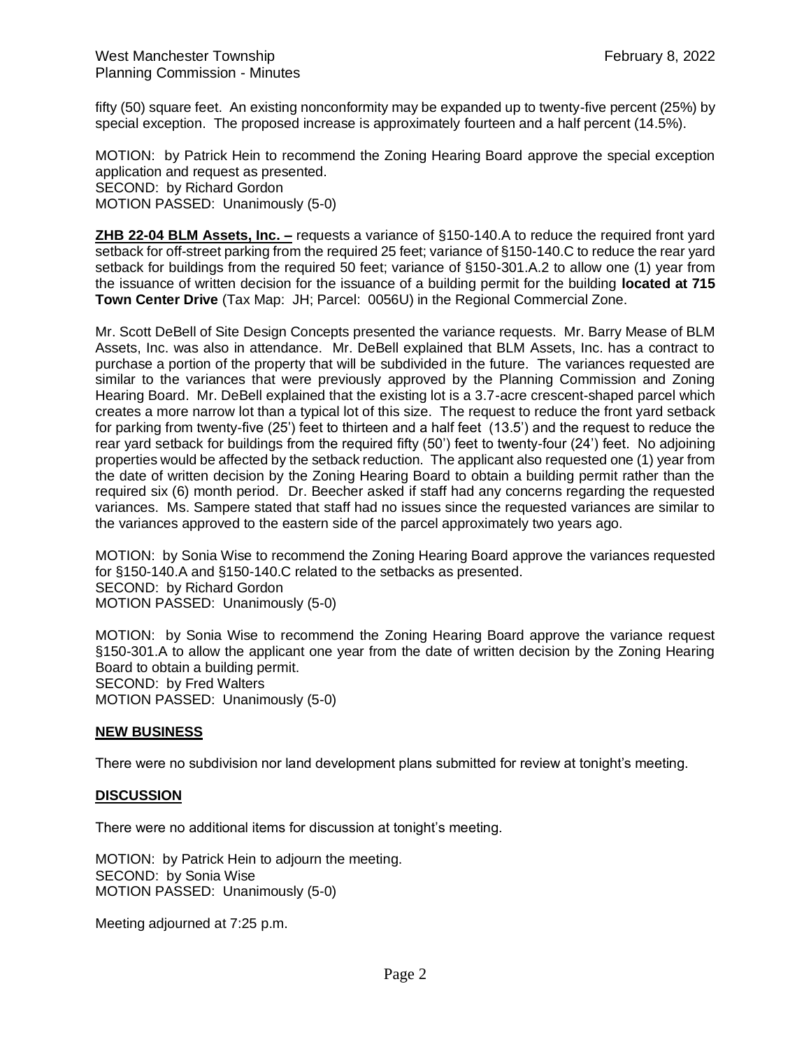fifty (50) square feet. An existing nonconformity may be expanded up to twenty-five percent (25%) by special exception. The proposed increase is approximately fourteen and a half percent (14.5%).

MOTION: by Patrick Hein to recommend the Zoning Hearing Board approve the special exception application and request as presented.
SECOND: by Richard Gordon
MOTION PASSED: Unanimously (5-0)

**ZHB 22-04 BLM Assets, Inc. –** requests a variance of §150-140.A to reduce the required front yard setback for off-street parking from the required 25 feet; variance of §150-140.C to reduce the rear yard setback for buildings from the required 50 feet; variance of §150-301.A.2 to allow one (1) year from the issuance of written decision for the issuance of a building permit for the building **located at 715 Town Center Drive** (Tax Map: JH; Parcel: 0056U) in the Regional Commercial Zone.

Mr. Scott DeBell of Site Design Concepts presented the variance requests. Mr. Barry Mease of BLM Assets, Inc. was also in attendance. Mr. DeBell explained that BLM Assets, Inc. has a contract to purchase a portion of the property that will be subdivided in the future. The variances requested are similar to the variances that were previously approved by the Planning Commission and Zoning Hearing Board. Mr. DeBell explained that the existing lot is a 3.7-acre crescent-shaped parcel which creates a more narrow lot than a typical lot of this size. The request to reduce the front yard setback for parking from twenty-five (25') feet to thirteen and a half feet (13.5') and the request to reduce the rear yard setback for buildings from the required fifty (50') feet to twenty-four (24') feet. No adjoining properties would be affected by the setback reduction. The applicant also requested one (1) year from the date of written decision by the Zoning Hearing Board to obtain a building permit rather than the required six (6) month period. Dr. Beecher asked if staff had any concerns regarding the requested variances. Ms. Sampere stated that staff had no issues since the requested variances are similar to the variances approved to the eastern side of the parcel approximately two years ago.

MOTION: by Sonia Wise to recommend the Zoning Hearing Board approve the variances requested for §150-140.A and §150-140.C related to the setbacks as presented.
SECOND: by Richard Gordon
MOTION PASSED: Unanimously (5-0)

MOTION: by Sonia Wise to recommend the Zoning Hearing Board approve the variance request §150-301.A to allow the applicant one year from the date of written decision by the Zoning Hearing Board to obtain a building permit.
SECOND: by Fred Walters
MOTION PASSED: Unanimously (5-0)

## NEW BUSINESS

There were no subdivision nor land development plans submitted for review at tonight's meeting.

## DISCUSSION

There were no additional items for discussion at tonight's meeting.

MOTION: by Patrick Hein to adjourn the meeting.
SECOND: by Sonia Wise
MOTION PASSED: Unanimously (5-0)

Meeting adjourned at 7:25 p.m.